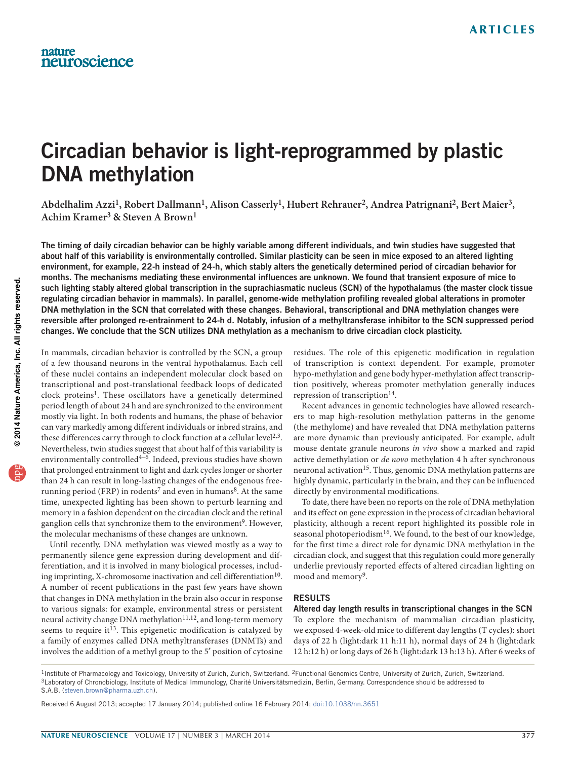# Circadian behavior is light-reprogrammed by plastic DNA methylation

**Abdelhalim Azzi[1], Robert Dallmann[1], Alison Casserly[1], Hubert Rehrauer[2], Andrea Patrignani[2], Bert Maier[3], Achim Kramer[3] & Steven A Brown[1]**

**The timing of daily circadian behavior can be highly variable among different individuals, and twin studies have suggested that about half of this variability is environmentally controlled. Similar plasticity can be seen in mice exposed to an altered lighting environment, for example, 22-h instead of 24-h, which stably alters the genetically determined period of circadian behavior for months. The mechanisms mediating these environmental influences are unknown. We found that transient exposure of mice to such lighting stably altered global transcription in the suprachiasmatic nucleus (SCN) of the hypothalamus (the master clock tissue regulating circadian behavior in mammals). In parallel, genome-wide methylation profiling revealed global alterations in promoter DNA methylation in the SCN that correlated with these changes. Behavioral, transcriptional and DNA methylation changes were reversible after prolonged re-entrainment to 24-h d. Notably, infusion of a methyltransferase inhibitor to the SCN suppressed period changes. We conclude that the SCN utilizes DNA methylation as a mechanism to drive circadian clock plasticity.**

In mammals, circadian behavior is controlled by the SCN, a group of a few thousand neurons in the ventral hypothalamus. Each cell of these nuclei contains an independent molecular clock based on transcriptional and post-translational feedback loops of dedicated clock proteins[1]. These oscillators have a genetically determined period length of about 24 h and are synchronized to the environment mostly via light. In both rodents and humans, the phase of behavior can vary markedly among different individuals or inbred strains, and these differences carry through to clock function at a cellular level[2,3]. Nevertheless, twin studies suggest that about half of this variability is environmentally controlled[4–6]. Indeed, previous studies have shown that prolonged entrainment to light and dark cycles longer or shorter than 24 h can result in long-lasting changes of the endogenous free-running period (FRP) in rodents[7] and even in humans[8]. At the same time, unexpected lighting has been shown to perturb learning and memory in a fashion dependent on the circadian clock and the retinal ganglion cells that synchronize them to the environment[9]. However, the molecular mechanisms of these changes are unknown.

Until recently, DNA methylation was viewed mostly as a way to permanently silence gene expression during development and differentiation, and it is involved in many biological processes, including imprinting, X-chromosome inactivation and cell differentiation[10]. A number of recent publications in the past few years have shown that changes in DNA methylation in the brain also occur in response to various signals: for example, environmental stress or persistent neural activity change DNA methylation[11,12], and long-term memory seems to require it[13]. This epigenetic modification is catalyzed by a family of enzymes called DNA methyltransferases (DNMTs) and involves the addition of a methyl group to the 5′ position of cytosine residues. The role of this epigenetic modification in regulation of transcription is context dependent. For example, promoter hypo-methylation and gene body hyper-methylation affect transcription positively, whereas promoter methylation generally induces repression of transcription[14].

Recent advances in genomic technologies have allowed researchers to map high-resolution methylation patterns in the genome (the methylome) and have revealed that DNA methylation patterns are more dynamic than previously anticipated. For example, adult mouse dentate granule neurons *in vivo* show a marked and rapid active demethylation or *de novo* methylation 4 h after synchronous neuronal activation[15]. Thus, genomic DNA methylation patterns are highly dynamic, particularly in the brain, and they can be influenced directly by environmental modifications.

To date, there have been no reports on the role of DNA methylation and its effect on gene expression in the process of circadian behavioral plasticity, although a recent report highlighted its possible role in seasonal photoperiodism[16]. We found, to the best of our knowledge, for the first time a direct role for dynamic DNA methylation in the circadian clock, and suggest that this regulation could more generally underlie previously reported effects of altered circadian lighting on mood and memory[9].

## RESULTS

### Altered day length results in transcriptional changes in the SCN

To explore the mechanism of mammalian circadian plasticity, we exposed 4-week-old mice to different day lengths (T cycles): short days of 22 h (light:dark 11 h:11 h), normal days of 24 h (light:dark 12 h:12 h) or long days of 26 h (light:dark 13 h:13 h). After 6 weeks of

[1]Institute of Pharmacology and Toxicology, University of Zurich, Zurich, Switzerland. [2]Functional Genomics Centre, University of Zurich, Zurich, Switzerland. [3]Laboratory of Chronobiology, Institute of Medical Immunology, Charité Universitätsmedizin, Berlin, Germany. Correspondence should be addressed to S.A.B. (steven.brown@pharma.uzh.ch).

Received 6 August 2013; accepted 17 January 2014; published online 16 February 2014; doi:10.1038/nn.3651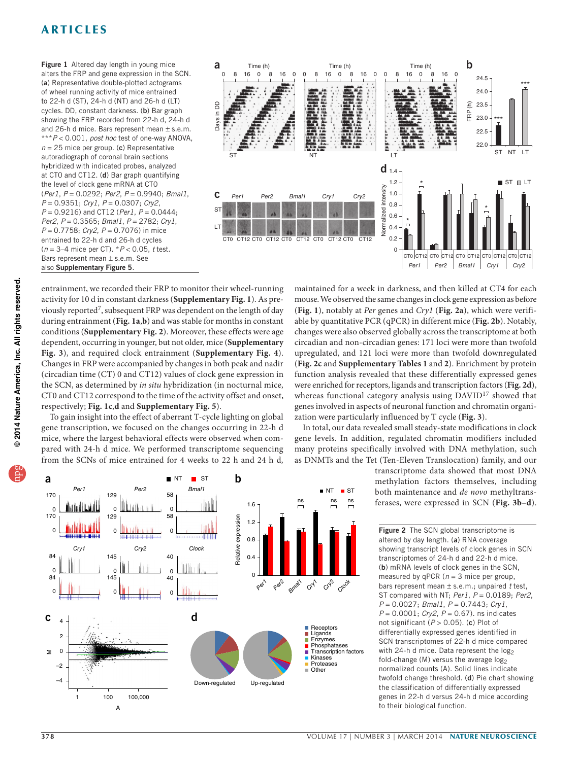**Figure 1** Altered day length in young mice alters the FRP and gene expression in the SCN. (**a**) Representative double-plotted actograms of wheel running activity of mice entrained to 22-h d (ST), 24-h d (NT) and 26-h d (LT) cycles. DD, constant darkness. (**b**) Bar graph showing the FRP recorded from 22-h d, 24-h d and 26-h d mice. Bars represent mean ± s.e.m. ***$P < 0.001$, *post hoc* test of one-way ANOVA, $n = 25$ mice per group. (**c**) Representative autoradiograph of coronal brain sections hybridized with indicated probes, analyzed at CT0 and CT12. (**d**) Bar graph quantifying the level of clock gene mRNA at CT0 (*Per1*, $P = 0.0292$; *Per2*, $P = 0.9940$; *Bmal1*, $P = 0.9351$; *Cry1*, $P = 0.0307$; *Cry2*, $P = 0.9216$) and CT12 (*Per1*, $P = 0.0444$; *Per2*, $P = 0.3565$; *Bmal1*, $P = 2782$; *Cry1*, $P = 0.7758$; *Cry2*, $P = 0.7076$) in mice entrained to 22-h d and 26-h d cycles ($n = 3$–4 mice per CT). *$P < 0.05$, *t* test. Bars represent mean ± s.e.m. See also **Supplementary Figure 5**.

entrainment, we recorded their FRP to monitor their wheel-running activity for 10 d in constant darkness (**Supplementary Fig. 1**). As previously reported[7], subsequent FRP was dependent on the length of day during entrainment (**Fig. 1a**,**b**) and was stable for months in constant conditions (**Supplementary Fig. 2**). Moreover, these effects were age dependent, occurring in younger, but not older, mice (**Supplementary Fig. 3**), and required clock entrainment (**Supplementary Fig. 4**). Changes in FRP were accompanied by changes in both peak and nadir (circadian time (CT) 0 and CT12) values of clock gene expression in the SCN, as determined by *in situ* hybridization (in nocturnal mice, CT0 and CT12 correspond to the time of the activity offset and onset, respectively; **Fig. 1c**,**d** and **Supplementary Fig. 5**).

To gain insight into the effect of aberrant T-cycle lighting on global gene transcription, we focused on the changes occurring in 22-h d mice, where the largest behavioral effects were observed when compared with 24-h d mice. We performed transcriptome sequencing from the SCNs of mice entrained for 4 weeks to 22 h and 24 h d, maintained for a week in darkness, and then killed at CT4 for each mouse. We observed the same changes in clock gene expression as before (**Fig. 1**), notably at *Per* genes and *Cry1* (**Fig. 2a**), which were verifiable by quantitative PCR (qPCR) in different mice (**Fig. 2b**). Notably, changes were also observed globally across the transcriptome at both circadian and non-circadian genes: 171 loci were more than twofold upregulated, and 121 loci were more than twofold downregulated (**Fig. 2c** and **Supplementary Tables 1** and **2**). Enrichment by protein function analysis revealed that these differentially expressed genes were enriched for receptors, ligands and transcription factors (**Fig. 2d**), whereas functional category analysis using DAVID[17] showed that genes involved in aspects of neuronal function and chromatin organization were particularly influenced by T cycle (**Fig. 3**).

In total, our data revealed small steady-state modifications in clock gene levels. In addition, regulated chromatin modifiers included many proteins specifically involved with DNA methylation, such as DNMTs and the Tet (Ten-Eleven Translocation) family, and our transcriptome data showed that most DNA methylation factors themselves, including both maintenance and *de novo* methyltransferases, were expressed in SCN (**Fig. 3b**–**d**).

**Figure 2** The SCN global transcriptome is altered by day length. (**a**) RNA coverage showing transcript levels of clock genes in SCN transcriptomes of 24-h d and 22-h d mice. (**b**) mRNA levels of clock genes in the SCN, measured by qPCR ($n = 3$ mice per group, bars represent mean ± s.e.m.; unpaired *t* test, ST compared with NT; *Per1*, $P = 0.0189$; *Per2*, $P = 0.0027$; *Bmal1*, $P = 0.7443$; *Cry1*, $P = 0.0001$; *Cry2*, $P = 0.67$). ns indicates not significant ($P > 0.05$). (**c**) Plot of differentially expressed genes identified in SCN transcriptomes of 22-h d mice compared with 24-h d mice. Data represent the $\log_2$ fold-change (M) versus the average $\log_2$ normalized counts (A). Solid lines indicate twofold change threshold. (**d**) Pie chart showing the classification of differentially expressed genes in 22-h d versus 24-h d mice according to their biological function.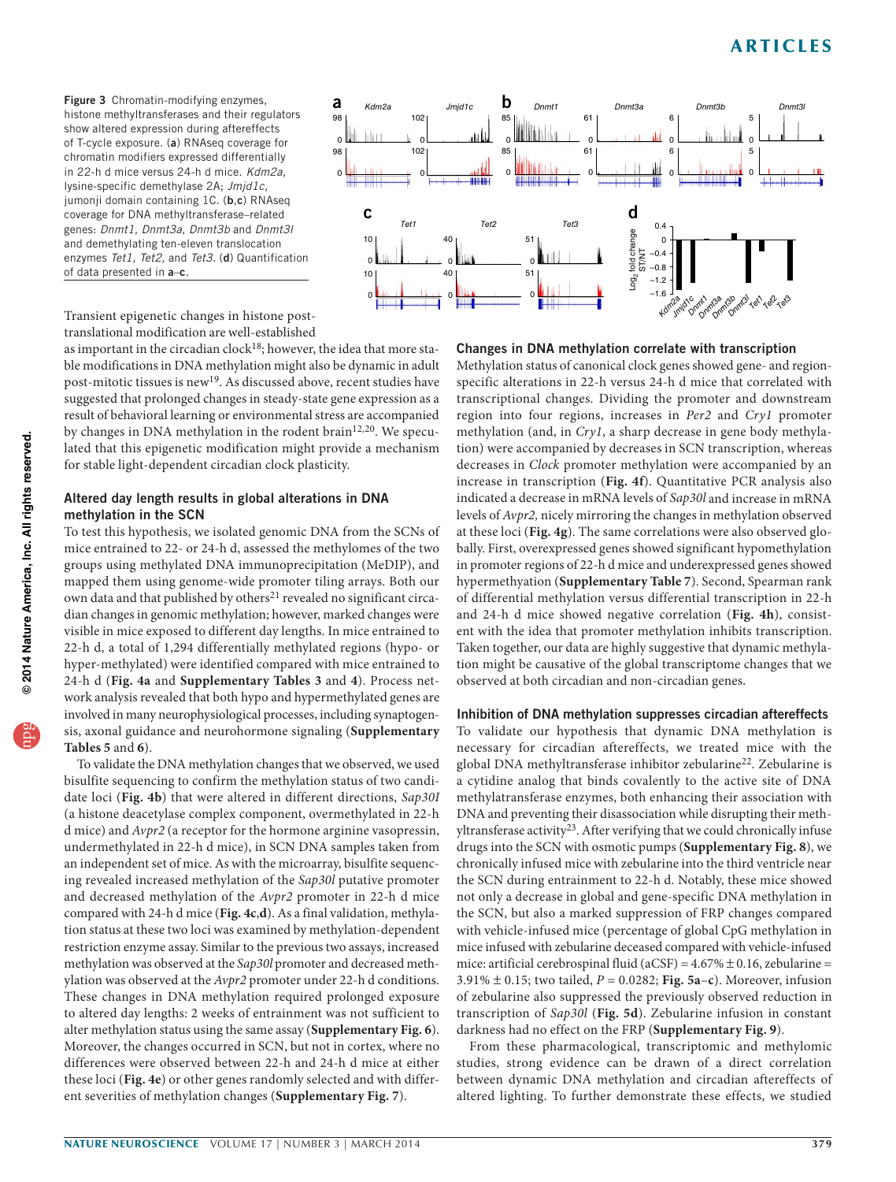**Figure 3** Chromatin-modifying enzymes, histone methyltransferases and their regulators show altered expression during aftereffects of T-cycle exposure. (**a**) RNAseq coverage for chromatin modifiers expressed differentially in 22-h d mice versus 24-h d mice. *Kdm2a*, lysine-specific demethylase 2A; *Jmjd1c*, jumonji domain containing 1C. (**b**,**c**) RNAseq coverage for DNA methyltransferase–related genes: *Dnmt1*, *Dnmt3a*, *Dnmt3b* and *Dnmt3l* and demethylating ten-eleven translocation enzymes *Tet1, Tet2,* and *Tet3*. (**d**) Quantification of data presented in **a**–**c**.

Transient epigenetic changes in histone post-translational modification are well-established as important in the circadian clock[18]; however, the idea that more stable modifications in DNA methylation might also be dynamic in adult post-mitotic tissues is new[19]. As discussed above, recent studies have suggested that prolonged changes in steady-state gene expression as a result of behavioral learning or environmental stress are accompanied by changes in DNA methylation in the rodent brain[12,20]. We speculated that this epigenetic modification might provide a mechanism for stable light-dependent circadian clock plasticity.

## Altered day length results in global alterations in DNA methylation in the SCN

To test this hypothesis, we isolated genomic DNA from the SCNs of mice entrained to 22- or 24-h d, assessed the methylomes of the two groups using methylated DNA immunoprecipitation (MeDIP), and mapped them using genome-wide promoter tiling arrays. Both our own data and that published by others[21] revealed no significant circadian changes in genomic methylation; however, marked changes were visible in mice exposed to different day lengths. In mice entrained to 22-h d, a total of 1,294 differentially methylated regions (hypo- or hyper-methylated) were identified compared with mice entrained to 24-h d (**Fig. 4a** and **Supplementary Tables 3** and **4**). Process network analysis revealed that both hypo and hypermethylated genes are involved in many neurophysiological processes, including synaptogensis, axonal guidance and neurohormone signaling (**Supplementary Tables 5** and **6**).

To validate the DNA methylation changes that we observed, we used bisulfite sequencing to confirm the methylation status of two candidate loci (**Fig. 4b**) that were altered in different directions, *Sap30l* (a histone deacetylase complex component, overmethylated in 22-h d mice) and *Avpr2* (a receptor for the hormone arginine vasopressin, undermethylated in 22-h d mice), in SCN DNA samples taken from an independent set of mice. As with the microarray, bisulfite sequencing revealed increased methylation of the *Sap30l* putative promoter and decreased methylation of the *Avpr2* promoter in 22-h d mice compared with 24-h d mice (**Fig. 4c**,**d**). As a final validation, methylation status at these two loci was examined by methylation-dependent restriction enzyme assay. Similar to the previous two assays, increased methylation was observed at the *Sap30l* promoter and decreased methylation was observed at the *Avpr2* promoter under 22-h d conditions. These changes in DNA methylation required prolonged exposure to altered day lengths: 2 weeks of entrainment was not sufficient to alter methylation status using the same assay (**Supplementary Fig. 6**). Moreover, the changes occurred in SCN, but not in cortex, where no differences were observed between 22-h and 24-h d mice at either these loci (**Fig. 4e**) or other genes randomly selected and with different severities of methylation changes (**Supplementary Fig. 7**).

## Changes in DNA methylation correlate with transcription

Methylation status of canonical clock genes showed gene- and region-specific alterations in 22-h versus 24-h d mice that correlated with transcriptional changes. Dividing the promoter and downstream region into four regions, increases in *Per2* and *Cry1* promoter methylation (and, in *Cry1*, a sharp decrease in gene body methylation) were accompanied by decreases in SCN transcription, whereas decreases in *Clock* promoter methylation were accompanied by an increase in transcription (**Fig. 4f**). Quantitative PCR analysis also indicated a decrease in mRNA levels of *Sap30l* and increase in mRNA levels of *Avpr2,* nicely mirroring the changes in methylation observed at these loci (**Fig. 4g**). The same correlations were also observed globally. First, overexpressed genes showed significant hypomethylation in promoter regions of 22-h d mice and underexpressed genes showed hypermethyation (**Supplementary Table 7**). Second, Spearman rank of differential methylation versus differential transcription in 22-h and 24-h d mice showed negative correlation (**Fig. 4h**), consistent with the idea that promoter methylation inhibits transcription. Taken together, our data are highly suggestive that dynamic methylation might be causative of the global transcriptome changes that we observed at both circadian and non-circadian genes.

## Inhibition of DNA methylation suppresses circadian aftereffects

To validate our hypothesis that dynamic DNA methylation is necessary for circadian aftereffects, we treated mice with the global DNA methyltransferase inhibitor zebularine[22]. Zebularine is a cytidine analog that binds covalently to the active site of DNA methyltransferase enzymes, both enhancing their association with DNA and preventing their disassociation while disrupting their methyltransferase activity[23]. After verifying that we could chronically infuse drugs into the SCN with osmotic pumps (**Supplementary Fig. 8**), we chronically infused mice with zebularine into the third ventricle near the SCN during entrainment to 22-h d. Notably, these mice showed not only a decrease in global and gene-specific DNA methylation in the SCN, but also a marked suppression of FRP changes compared with vehicle-infused mice (percentage of global CpG methylation in mice infused with zebularine deceased compared with vehicle-infused mice: artificial cerebrospinal fluid (aCSF) = 4.67% ± 0.16, zebularine = 3.91% ± 0.15; two tailed, $P = 0.0282$; **Fig. 5a**–**c**). Moreover, infusion of zebularine also suppressed the previously observed reduction in transcription of *Sap30l* (**Fig. 5d**). Zebularine infusion in constant darkness had no effect on the FRP (**Supplementary Fig. 9**).

From these pharmacological, transcriptomic and methylomic studies, strong evidence can be drawn of a direct correlation between dynamic DNA methylation and circadian aftereffects of altered lighting. To further demonstrate these effects, we studied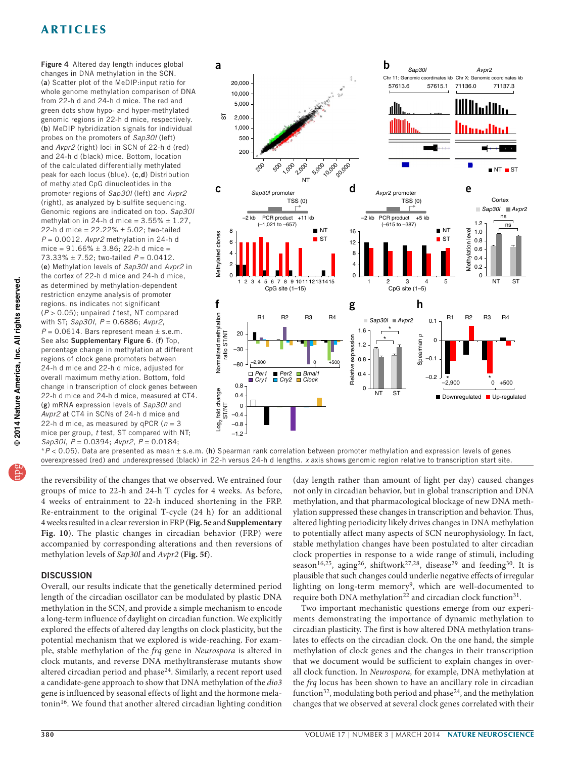**Figure 4** Altered day length induces global changes in DNA methylation in the SCN. (**a**) Scatter plot of the MeDIP:input ratio for whole genome methylation comparison of DNA from 22-h d and 24-h d mice. The red and green dots show hypo- and hyper-methylated genomic regions in 22-h d mice, respectively. (**b**) MeDIP hybridization signals for individual probes on the promoters of *Sap30l* (left) and *Avpr2* (right) loci in SCN of 22-h d (red) and 24-h d (black) mice. Bottom, location of the calculated differentially methylated peak for each locus (blue). (**c**,**d**) Distribution of methylated CpG dinucleotides in the promoter regions of *Sap30l* (left) and *Avpr2* (right), as analyzed by bisulfite sequencing. Genomic regions are indicated on top. *Sap30l* methylation in 24-h d mice = 3.55% ± 1.27, 22-h d mice = 22.22% ± 5.02; two-tailed $P = 0.0012$. *Avpr2* methylation in 24-h d mice = 91.66% ± 3.86; 22-h d mice = 73.33% ± 7.52; two-tailed $P = 0.0412$. (**e**) Methylation levels of *Sap30l* and *Avpr2* in the cortex of 22-h d mice and 24-h d mice, as determined by methylation-dependent restriction enzyme analysis of promoter regions. ns indicates not significant ($P > 0.05$); unpaired *t* test, NT compared with ST; *Sap30l*, $P = 0.6886$; *Avpr2*, $P = 0.0614$. Bars represent mean ± s.e.m. See also **Supplementary Figure 6**. (**f**) Top, percentage change in methylation at different regions of clock gene promoters between 24-h d mice and 22-h d mice, adjusted for overall maximum methylation. Bottom, fold change in transcription of clock genes between 22-h d mice and 24-h d mice, measured at CT4. (**g**) mRNA expression levels of *Sap30l* and *Avpr2* at CT4 in SCNs of 24-h d mice and 22-h d mice, as measured by qPCR ($n = 3$ mice per group, *t* test, ST compared with NT; *Sap30l*, $P = 0.0394$; *Avpr2*, $P = 0.0184$; \*$P < 0.05$). Data are presented as mean ± s.e.m. (**h**) Spearman rank correlation between promoter methylation and expression levels of genes overexpressed (red) and underexpressed (black) in 22-h versus 24-h d lengths. *x* axis shows genomic region relative to transcription start site.

the reversibility of the changes that we observed. We entrained four groups of mice to 22-h and 24-h T cycles for 4 weeks. As before, 4 weeks of entrainment to 22-h induced shortening in the FRP. Re-entrainment to the original T-cycle (24 h) for an additional 4 weeks resulted in a clear reversion in FRP (**Fig. 5e** and **Supplementary Fig. 10**). The plastic changes in circadian behavior (FRP) were accompanied by corresponding alterations and then reversions of methylation levels of *Sap30l* and *Avpr2* (**Fig. 5f**).

## DISCUSSION

Overall, our results indicate that the genetically determined period length of the circadian oscillator can be modulated by plastic DNA methylation in the SCN, and provide a simple mechanism to encode a long-term influence of daylight on circadian function. We explicitly explored the effects of altered day lengths on clock plasticity, but the potential mechanism that we explored is wide-reaching. For example, stable methylation of the *frq* gene in *Neurospora* is altered in clock mutants, and reverse DNA methyltransferase mutants show altered circadian period and phase[24]. Similarly, a recent report used a candidate-gene approach to show that DNA methylation of the *dio3* gene is influenced by seasonal effects of light and the hormone melatonin[16]. We found that another altered circadian lighting condition (day length rather than amount of light per day) caused changes not only in circadian behavior, but in global transcription and DNA methylation, and that pharmacological blockage of new DNA methylation suppressed these changes in transcription and behavior. Thus, altered lighting periodicity likely drives changes in DNA methylation to potentially affect many aspects of SCN neurophysiology. In fact, stable methylation changes have been postulated to alter circadian clock properties in response to a wide range of stimuli, including season[16,25], aging[26], shiftwork[27,28], disease[29] and feeding[30]. It is plausible that such changes could underlie negative effects of irregular lighting on long-term memory[9], which are well-documented to require both DNA methylation[22] and circadian clock function[31].

Two important mechanistic questions emerge from our experiments demonstrating the importance of dynamic methylation to circadian plasticity. The first is how altered DNA methylation translates to effects on the circadian clock. On the one hand, the simple methylation of clock genes and the changes in their transcription that we document would be sufficient to explain changes in overall clock function. In *Neurospora,* for example, DNA methylation at the *frq* locus has been shown to have an ancillary role in circadian function[32], modulating both period and phase[24], and the methylation changes that we observed at several clock genes correlated with their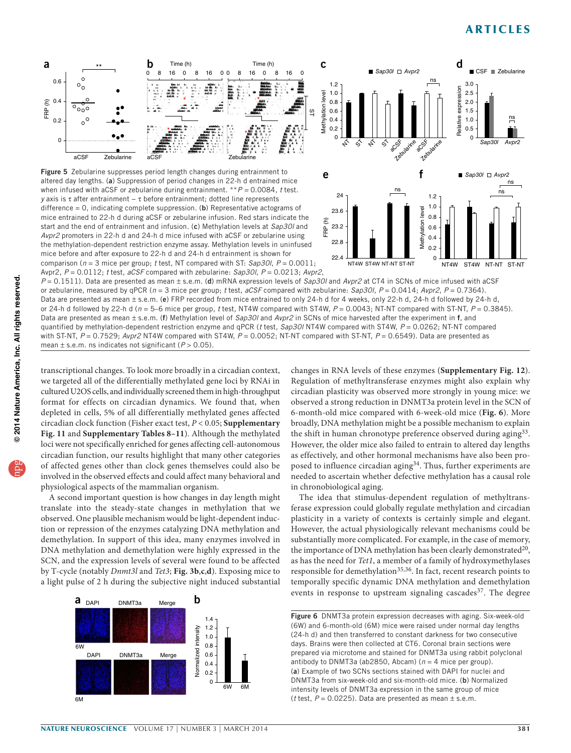**Figure 5** Zebularine suppresses period length changes during entrainment to altered day lengths. (**a**) Suppression of period changes in 22-h d entrained mice when infused with aCSF or zebularine during entrainment. $^{**}P = 0.0084$, $t$ test. $y$ axis is τ after entrainment – τ before entrainment; dotted line represents difference = 0, indicating complete suppression. (**b**) Representative actograms of mice entrained to 22-h d during aCSF or zebularine infusion. Red stars indicate the start and the end of entrainment and infusion. (**c**) Methylation levels at *Sap30l* and *Avpr2* promoters in 22-h d and 24-h d mice infused with aCSF or zebularine using the methylation-dependent restriction enzyme assay. Methylation levels in uninfused mice before and after exposure to 22-h d and 24-h d entrainment is shown for comparison ($n = 3$ mice per group; $t$ test, NT compared with ST: *Sap30l*, $P = 0.0011$; Avpr2, $P = 0.0112$; $t$ test, *aCSF* compared with zebularine: *Sap30l*, $P = 0.0213$; *Avpr2*, $P = 0.1511$). Data are presented as mean ± s.e.m. (**d**) mRNA expression levels of *Sap30l* and *Avpr2* at CT4 in SCNs of mice infused with aCSF or zebularine, measured by qPCR ($n = 3$ mice per group; $t$ test, *aCSF* compared with zebularine: *Sap30l*, $P = 0.0414$; *Avpr2*, $P = 0.7364$). Data are presented as mean ± s.e.m. (**e**) FRP recorded from mice entrained to only 24-h d for 4 weeks, only 22-h d, 24-h d followed by 22-h d, or 24-h d followed by 22-h d followed by 24-h d ($n$ = 5–6 mice per group, $t$ test, NT4W compared with ST4W, $P = 0.0043$; NT-NT compared with ST-NT, $P = 0.3845$). Data are presented as mean ± s.e.m. (**f**) Methylation level of *Sap30l* and *Avpr2* in SCNs of mice harvested after the experiment in **f**, and quantified by methylation-dependent restriction enzyme and qPCR ($t$ test, *Sap30l* NT4W compared with ST4W, $P = 0.0262$; NT-NT compared with ST-NT, $P = 0.7529$; *Avpr2* NT4W compared with ST4W, $P = 0.0052$; NT-NT compared with ST-NT, $P = 0.6549$). Data are presented as mean ± s.e.m. ns indicates not significant ($P > 0.05$).

transcriptional changes. To look more broadly in a circadian context, we targeted all of the differentially methylated gene loci by RNAi in cultured U2OS cells, and individually screened them in high-throughput format for effects on circadian dynamics. We found that, when depleted in cells, 5% of all differentially methylated genes affected circadian clock function (Fisher exact test, $P < 0.05$; **Supplementary Fig. 11** and **Supplementary Tables 8–11**). Although the methylated loci were not specifically enriched for genes affecting cell-autonomous circadian function, our results highlight that many other categories of affected genes other than clock genes themselves could also be involved in the observed effects and could affect many behavioral and physiological aspects of the mammalian organism.

A second important question is how changes in day length might translate into the steady-state changes in methylation that we observed. One plausible mechanism would be light-dependent induction or repression of the enzymes catalyzing DNA methylation and demethylation. In support of this idea, many enzymes involved in DNA methylation and demethylation were highly expressed in the SCN, and the expression levels of several were found to be affected by T-cycle (notably *Dnmt3l* and *Tet3*; **Fig. 3b**,**c**,**d**). Exposing mice to a light pulse of 2 h during the subjective night induced substantial changes in RNA levels of these enzymes (**Supplementary Fig. 12**). Regulation of methyltransferase enzymes might also explain why circadian plasticity was observed more strongly in young mice: we observed a strong reduction in DNMT3a protein level in the SCN of 6-month-old mice compared with 6-week-old mice (**Fig. 6**). More broadly, DNA methylation might be a possible mechanism to explain the shift in human chronotype preference observed during aging[33]. However, the older mice also failed to entrain to altered day lengths as effectively, and other hormonal mechanisms have also been proposed to influence circadian aging[34]. Thus, further experiments are needed to ascertain whether defective methylation has a causal role in chronobiological aging.

The idea that stimulus-dependent regulation of methyltransferase expression could globally regulate methylation and circadian plasticity in a variety of contexts is certainly simple and elegant. However, the actual physiologically relevant mechanisms could be substantially more complicated. For example, in the case of memory, the importance of DNA methylation has been clearly demonstrated[20], as has the need for *Tet1*, a member of a family of hydroxymethylases responsible for demethylation[35,36]. In fact, recent research points to temporally specific dynamic DNA methylation and demethylation events in response to upstream signaling cascades[37]. The degree

**Figure 6** DNMT3a protein expression decreases with aging. Six-week-old (6W) and 6-month-old (6M) mice were raised under normal day lengths (24-h d) and then transferred to constant darkness for two consecutive days. Brains were then collected at CT6. Coronal brain sections were prepared via microtome and stained for DNMT3a using rabbit polyclonal antibody to DNMT3a (ab2850, Abcam) ($n = 4$ mice per group). (**a**) Example of two SCNs sections stained with DAPI for nuclei and DNMT3a from six-week-old and six-month-old mice. (**b**) Normalized intensity levels of DNMT3a expression in the same group of mice ($t$ test, $P = 0.0225$). Data are presented as mean ± s.e.m.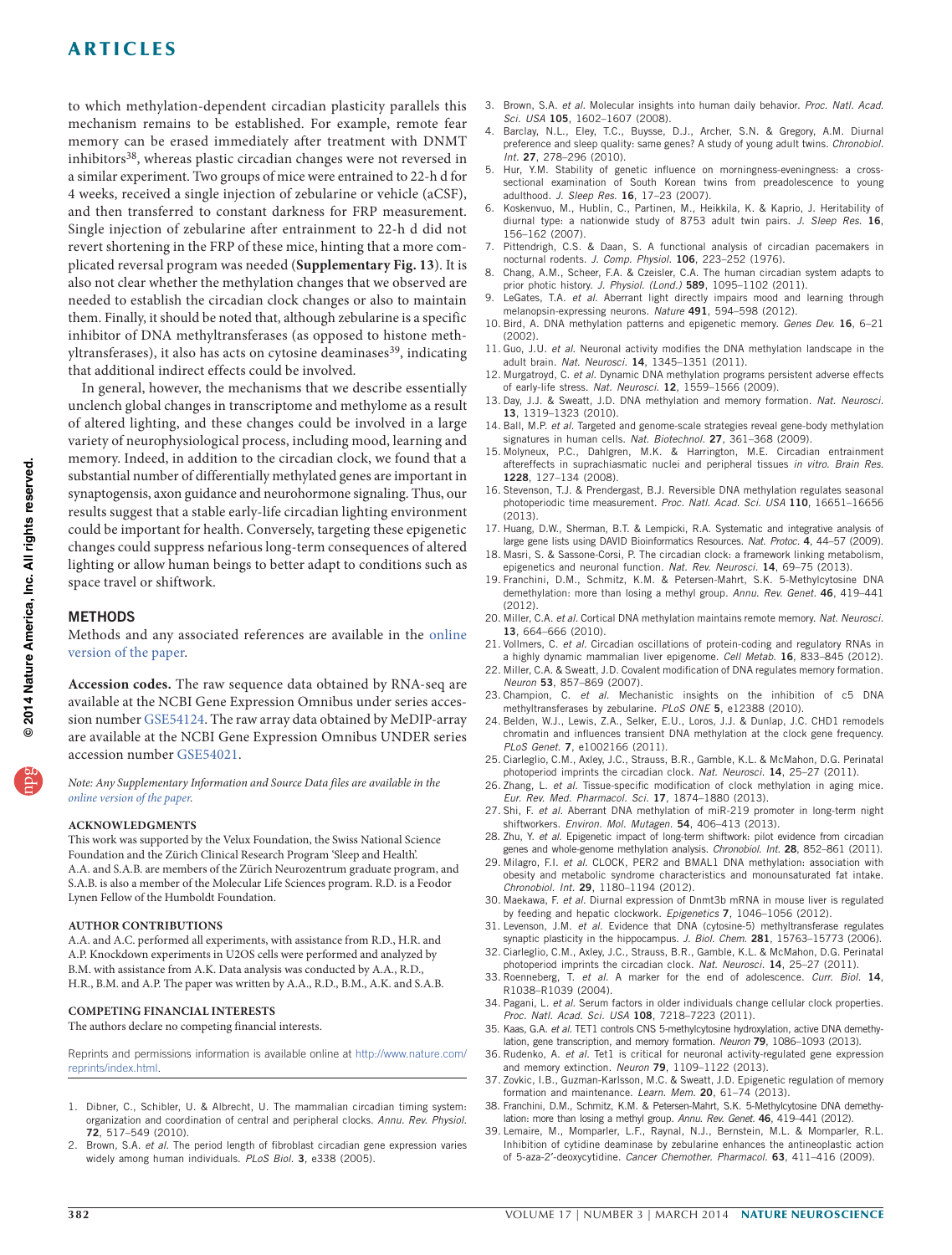to which methylation-dependent circadian plasticity parallels this mechanism remains to be established. For example, remote fear memory can be erased immediately after treatment with DNMT inhibitors[38], whereas plastic circadian changes were not reversed in a similar experiment. Two groups of mice were entrained to 22-h d for 4 weeks, received a single injection of zebularine or vehicle (aCSF), and then transferred to constant darkness for FRP measurement. Single injection of zebularine after entrainment to 22-h d did not revert shortening in the FRP of these mice, hinting that a more complicated reversal program was needed (**Supplementary Fig. 13**). It is also not clear whether the methylation changes that we observed are needed to establish the circadian clock changes or also to maintain them. Finally, it should be noted that, although zebularine is a specific inhibitor of DNA methyltransferases (as opposed to histone methyltransferases), it also has acts on cytosine deaminases[39], indicating that additional indirect effects could be involved.

In general, however, the mechanisms that we describe essentially unclench global changes in transcriptome and methylome as a result of altered lighting, and these changes could be involved in a large variety of neurophysiological process, including mood, learning and memory. Indeed, in addition to the circadian clock, we found that a substantial number of differentially methylated genes are important in synaptogensis, axon guidance and neurohormone signaling. Thus, our results suggest that a stable early-life circadian lighting environment could be important for health. Conversely, targeting these epigenetic changes could suppress nefarious long-term consequences of altered lighting or allow human beings to better adapt to conditions such as space travel or shiftwork.

## METHODS

Methods and any associated references are available in the online version of the paper.

**Accession codes.** The raw sequence data obtained by RNA-seq are available at the NCBI Gene Expression Omnibus under series accession number GSE54124. The raw array data obtained by MeDIP-array are available at the NCBI Gene Expression Omnibus UNDER series accession number GSE54021.

*Note: Any Supplementary Information and Source Data files are available in the online version of the paper.*

### ACKNOWLEDGMENTS

This work was supported by the Velux Foundation, the Swiss National Science Foundation and the Zürich Clinical Research Program 'Sleep and Health'. A.A. and S.A.B. are members of the Zürich Neurozentrum graduate program, and S.A.B. is also a member of the Molecular Life Sciences program. R.D. is a Feodor Lynen Fellow of the Humboldt Foundation.

### AUTHOR CONTRIBUTIONS

A.A. and A.C. performed all experiments, with assistance from R.D., H.R. and A.P. Knockdown experiments in U2OS cells were performed and analyzed by B.M. with assistance from A.K. Data analysis was conducted by A.A., R.D., H.R., B.M. and A.P. The paper was written by A.A., R.D., B.M., A.K. and S.A.B.

### COMPETING FINANCIAL INTERESTS

The authors declare no competing financial interests.

Reprints and permissions information is available online at http://www.nature.com/reprints/index.html.

1. Dibner, C., Schibler, U. & Albrecht, U. The mammalian circadian timing system: organization and coordination of central and peripheral clocks. *Annu. Rev. Physiol.* **72**, 517–549 (2010).
2. Brown, S.A. *et al.* The period length of fibroblast circadian gene expression varies widely among human individuals. *PLoS Biol.* **3**, e338 (2005).
3. Brown, S.A. *et al.* Molecular insights into human daily behavior. *Proc. Natl. Acad. Sci. USA* **105**, 1602–1607 (2008).
4. Barclay, N.L., Eley, T.C., Buysse, D.J., Archer, S.N. & Gregory, A.M. Diurnal preference and sleep quality: same genes? A study of young adult twins. *Chronobiol. Int.* **27**, 278–296 (2010).
5. Hur, Y.M. Stability of genetic influence on morningness-eveningness: a cross-sectional examination of South Korean twins from preadolescence to young adulthood. *J. Sleep Res.* **16**, 17–23 (2007).
6. Koskenvuo, M., Hublin, C., Partinen, M., Heikkila, K. & Kaprio, J. Heritability of diurnal type: a nationwide study of 8753 adult twin pairs. *J. Sleep Res.* **16**, 156–162 (2007).
7. Pittendrigh, C.S. & Daan, S. A functional analysis of circadian pacemakers in nocturnal rodents. *J. Comp. Physiol.* **106**, 223–252 (1976).
8. Chang, A.M., Scheer, F.A. & Czeisler, C.A. The human circadian system adapts to prior photic history. *J. Physiol. (Lond.)* **589**, 1095–1102 (2011).
9. LeGates, T.A. *et al.* Aberrant light directly impairs mood and learning through melanopsin-expressing neurons. *Nature* **491**, 594–598 (2012).
10. Bird, A. DNA methylation patterns and epigenetic memory. *Genes Dev.* **16**, 6–21 (2002).
11. Guo, J.U. *et al.* Neuronal activity modifies the DNA methylation landscape in the adult brain. *Nat. Neurosci.* **14**, 1345–1351 (2011).
12. Murgatroyd, C. *et al.* Dynamic DNA methylation programs persistent adverse effects of early-life stress. *Nat. Neurosci.* **12**, 1559–1566 (2009).
13. Day, J.J. & Sweatt, J.D. DNA methylation and memory formation. *Nat. Neurosci.* **13**, 1319–1323 (2010).
14. Ball, M.P. *et al.* Targeted and genome-scale strategies reveal gene-body methylation signatures in human cells. *Nat. Biotechnol.* **27**, 361–368 (2009).
15. Molyneux, P.C., Dahlgren, M.K. & Harrington, M.E. Circadian entrainment aftereffects in suprachiasmatic nuclei and peripheral tissues *in vitro*. *Brain Res.* **1228**, 127–134 (2008).
16. Stevenson, T.J. & Prendergast, B.J. Reversible DNA methylation regulates seasonal photoperiodic time measurement. *Proc. Natl. Acad. Sci. USA* **110**, 16651–16656 (2013).
17. Huang, D.W., Sherman, B.T. & Lempicki, R.A. Systematic and integrative analysis of large gene lists using DAVID Bioinformatics Resources. *Nat. Protoc.* **4**, 44–57 (2009).
18. Masri, S. & Sassone-Corsi, P. The circadian clock: a framework linking metabolism, epigenetics and neuronal function. *Nat. Rev. Neurosci.* **14**, 69–75 (2013).
19. Franchini, D.M., Schmitz, K.M. & Petersen-Mahrt, S.K. 5-Methylcytosine DNA demethylation: more than losing a methyl group. *Annu. Rev. Genet.* **46**, 419–441 (2012).
20. Miller, C.A. *et al.* Cortical DNA methylation maintains remote memory. *Nat. Neurosci.* **13**, 664–666 (2010).
21. Vollmers, C. *et al.* Circadian oscillations of protein-coding and regulatory RNAs in a highly dynamic mammalian liver epigenome. *Cell Metab.* **16**, 833–845 (2012).
22. Miller, C.A. & Sweatt, J.D. Covalent modification of DNA regulates memory formation. *Neuron* **53**, 857–869 (2007).
23. Champion, C. *et al.* Mechanistic insights on the inhibition of c5 DNA methyltransferases by zebularine. *PLoS ONE* **5**, e12388 (2010).
24. Belden, W.J., Lewis, Z.A., Selker, E.U., Loros, J.J. & Dunlap, J.C. CHD1 remodels chromatin and influences transient DNA methylation at the clock gene frequency. *PLoS Genet.* **7**, e1002166 (2011).
25. Ciarleglio, C.M., Axley, J.C., Strauss, B.R., Gamble, K.L. & McMahon, D.G. Perinatal photoperiod imprints the circadian clock. *Nat. Neurosci.* **14**, 25–27 (2011).
26. Zhang, L. *et al.* Tissue-specific modification of clock methylation in aging mice. *Eur. Rev. Med. Pharmacol. Sci.* **17**, 1874–1880 (2013).
27. Shi, F. *et al.* Aberrant DNA methylation of miR-219 promoter in long-term night shiftworkers. *Environ. Mol. Mutagen.* **54**, 406–413 (2013).
28. Zhu, Y. *et al.* Epigenetic impact of long-term shiftwork: pilot evidence from circadian genes and whole-genome methylation analysis. *Chronobiol. Int.* **28**, 852–861 (2011).
29. Milagro, F.I. *et al.* CLOCK, PER2 and BMAL1 DNA methylation: association with obesity and metabolic syndrome characteristics and monounsaturated fat intake. *Chronobiol. Int.* **29**, 1180–1194 (2012).
30. Maekawa, F. *et al.* Diurnal expression of Dnmt3b mRNA in mouse liver is regulated by feeding and hepatic clockwork. *Epigenetics* **7**, 1046–1056 (2012).
31. Levenson, J.M. *et al.* Evidence that DNA (cytosine-5) methyltransferase regulates synaptic plasticity in the hippocampus. *J. Biol. Chem.* **281**, 15763–15773 (2006).
32. Ciarleglio, C.M., Axley, J.C., Strauss, B.R., Gamble, K.L. & McMahon, D.G. Perinatal photoperiod imprints the circadian clock. *Nat. Neurosci.* **14**, 25–27 (2011).
33. Roenneberg, T. *et al.* A marker for the end of adolescence. *Curr. Biol.* **14**, R1038–R1039 (2004).
34. Pagani, L. *et al.* Serum factors in older individuals change cellular clock properties. *Proc. Natl. Acad. Sci. USA* **108**, 7218–7223 (2011).
35. Kaas, G.A. *et al.* TET1 controls CNS 5-methylcytosine hydroxylation, active DNA demethylation, gene transcription, and memory formation. *Neuron* **79**, 1086–1093 (2013).
36. Rudenko, A. *et al.* Tet1 is critical for neuronal activity-regulated gene expression and memory extinction. *Neuron* **79**, 1109–1122 (2013).
37. Zovkic, I.B., Guzman-Karlsson, M.C. & Sweatt, J.D. Epigenetic regulation of memory formation and maintenance. *Learn. Mem.* **20**, 61–74 (2013).
38. Franchini, D.M., Schmitz, K.M. & Petersen-Mahrt, S.K. 5-Methylcytosine DNA demethylation: more than losing a methyl group. *Annu. Rev. Genet.* **46**, 419–441 (2012).
39. Lemaire, M., Momparler, L.F., Raynal, N.J., Bernstein, M.L. & Momparler, R.L. Inhibition of cytidine deaminase by zebularine enhances the antineoplastic action of 5-aza-2′-deoxycytidine. *Cancer Chemother. Pharmacol.* **63**, 411–416 (2009).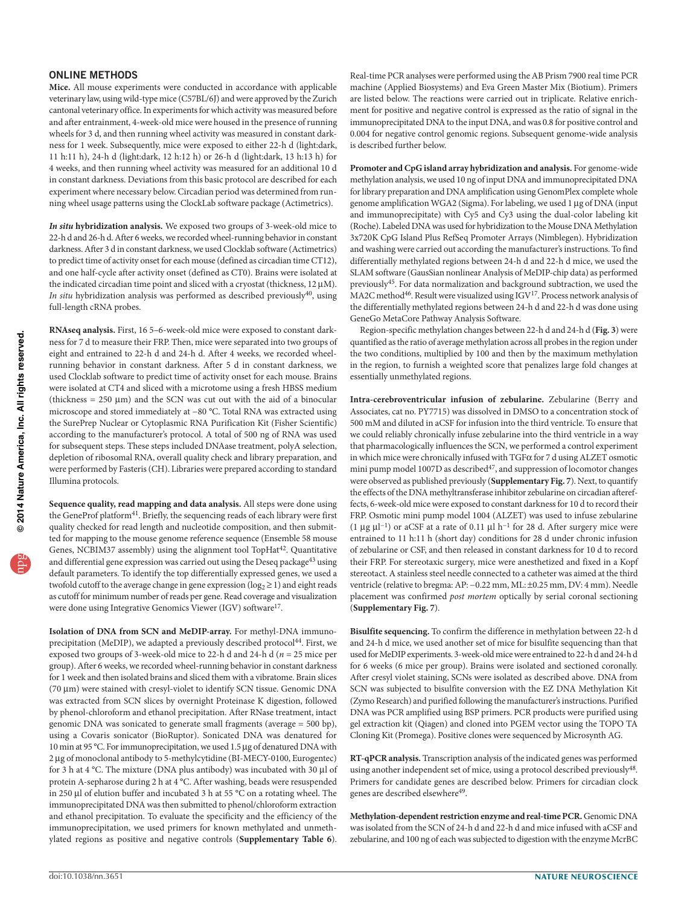## ONLINE METHODS

**Mice.** All mouse experiments were conducted in accordance with applicable veterinary law, using wild-type mice (C57BL/6J) and were approved by the Zurich cantonal veterinary office. In experiments for which activity was measured before and after entrainment, 4-week-old mice were housed in the presence of running wheels for 3 d, and then running wheel activity was measured in constant darkness for 1 week. Subsequently, mice were exposed to either 22-h d (light:dark, 11 h:11 h), 24-h d (light:dark, 12 h:12 h) or 26-h d (light:dark, 13 h:13 h) for 4 weeks, and then running wheel activity was measured for an additional 10 d in constant darkness. Deviations from this basic protocol are described for each experiment where necessary below. Circadian period was determined from running wheel usage patterns using the ClockLab software package (Actimetrics).

***In situ* hybridization analysis.** We exposed two groups of 3-week-old mice to 22-h d and 26-h d. After 6 weeks, we recorded wheel-running behavior in constant darkness. After 3 d in constant darkness, we used Clocklab software (Actimetrics) to predict time of activity onset for each mouse (defined as circadian time CT12), and one half-cycle after activity onset (defined as CT0). Brains were isolated at the indicated circadian time point and sliced with a cryostat (thickness, 12 µM). *In situ* hybridization analysis was performed as described previously[40], using full-length cRNA probes.

**RNAseq analysis.** First, 16 5–6-week-old mice were exposed to constant darkness for 7 d to measure their FRP. Then, mice were separated into two groups of eight and entrained to 22-h d and 24-h d. After 4 weeks, we recorded wheel-running behavior in constant darkness. After 5 d in constant darkness, we used Clocklab software to predict time of activity onset for each mouse. Brains were isolated at CT4 and sliced with a microtome using a fresh HBSS medium (thickness = 250 µm) and the SCN was cut out with the aid of a binocular microscope and stored immediately at −80 °C. Total RNA was extracted using the SurePrep Nuclear or Cytoplasmic RNA Purification Kit (Fisher Scientific) according to the manufacturer's protocol. A total of 500 ng of RNA was used for subsequent steps. These steps included DNAase treatment, polyA selection, depletion of ribosomal RNA, overall quality check and library preparation, and were performed by Fasteris (CH). Libraries were prepared according to standard Illumina protocols.

**Sequence quality, read mapping and data analysis.** All steps were done using the GeneProf platform[41]. Briefly, the sequencing reads of each library were first quality checked for read length and nucleotide composition, and then submitted for mapping to the mouse genome reference sequence (Ensemble 58 mouse Genes, NCBIM37 assembly) using the alignment tool TopHat[42]. Quantitative and differential gene expression was carried out using the Deseq package[43] using default parameters. To identify the top differentially expressed genes, we used a twofold cutoff to the average change in gene expression ($\log_2 \geq 1$) and eight reads as cutoff for minimum number of reads per gene. Read coverage and visualization were done using Integrative Genomics Viewer (IGV) software[17].

**Isolation of DNA from SCN and MeDIP-array.** For methyl-DNA immunoprecipitation (MeDIP), we adapted a previously described protocol[44]. First, we exposed two groups of 3-week-old mice to 22-h d and 24-h d ($n$ = 25 mice per group). After 6 weeks, we recorded wheel-running behavior in constant darkness for 1 week and then isolated brains and sliced them with a vibratome. Brain slices (70 µm) were stained with cresyl-violet to identify SCN tissue. Genomic DNA was extracted from SCN slices by overnight Proteinase K digestion, followed by phenol-chloroform and ethanol precipitation. After RNase treatment, intact genomic DNA was sonicated to generate small fragments (average = 500 bp), using a Covaris sonicator (BioRuptor). Sonicated DNA was denatured for 10 min at 95 °C. For immunoprecipitation, we used 1.5 µg of denatured DNA with 2 µg of monoclonal antibody to 5-methylcytidine (BI-MECY-0100, Eurogentec) for 3 h at 4 °C. The mixture (DNA plus antibody) was incubated with 30 µl of protein A-sepharose during 2 h at 4 °C. After washing, beads were resuspended in 250 µl of elution buffer and incubated 3 h at 55 °C on a rotating wheel. The immunoprecipitated DNA was then submitted to phenol/chloroform extraction and ethanol precipitation. To evaluate the specificity and the efficiency of the immunoprecipitation, we used primers for known methylated and unmethylated regions as positive and negative controls (**Supplementary Table 6**). Real-time PCR analyses were performed using the AB Prism 7900 real time PCR machine (Applied Biosystems) and Eva Green Master Mix (Biotium). Primers are listed below. The reactions were carried out in triplicate. Relative enrichment for positive and negative control is expressed as the ratio of signal in the immunoprecipitated DNA to the input DNA, and was 0.8 for positive control and 0.004 for negative control genomic regions. Subsequent genome-wide analysis is described further below.

**Promoter and CpG island array hybridization and analysis.** For genome-wide methylation analysis, we used 10 ng of input DNA and immunoprecipitated DNA for library preparation and DNA amplification using GenomPlex complete whole genome amplification WGA2 (Sigma). For labeling, we used 1 µg of DNA (input and immunoprecipitate) with Cy5 and Cy3 using the dual-color labeling kit (Roche). Labeled DNA was used for hybridization to the Mouse DNA Methylation 3x720K CpG Island Plus RefSeq Promoter Arrays (Nimblegen). Hybridization and washing were carried out according the manufacturer's instructions. To find differentially methylated regions between 24-h d and 22-h d mice, we used the SLAM software (GausSian nonlinear Analysis of MeDIP-chip data) as performed previously[45]. For data normalization and background subtraction, we used the MA2C method[46]. Result were visualized using IGV[17]. Process network analysis of the differentially methylated regions between 24-h d and 22-h d was done using GeneGo MetaCore Pathway Analysis Software.

Region-specific methylation changes between 22-h d and 24-h d (**Fig. 3**) were quantified as the ratio of average methylation across all probes in the region under the two conditions, multiplied by 100 and then by the maximum methylation in the region, to furnish a weighted score that penalizes large fold changes at essentially unmethylated regions.

**Intra-cerebroventricular infusion of zebularine.** Zebularine (Berry and Associates, cat no. PY7715) was dissolved in DMSO to a concentration stock of 500 mM and diluted in aCSF for infusion into the third ventricle. To ensure that we could reliably chronically infuse zebularine into the third ventricle in a way that pharmacologically influences the SCN, we performed a control experiment in which mice were chronically infused with TGFα for 7 d using ALZET osmotic mini pump model 1007D as described[47], and suppression of locomotor changes were observed as published previously (**Supplementary Fig. 7**). Next, to quantify the effects of the DNA methyltransferase inhibitor zebularine on circadian aftereffects, 6-week-old mice were exposed to constant darkness for 10 d to record their FRP. Osmotic mini pump model 1004 (ALZET) was used to infuse zebularine (1 µg µl$^{-1}$) or aCSF at a rate of 0.11 µl h$^{-1}$ for 28 d. After surgery mice were entrained to 11 h:11 h (short day) conditions for 28 d under chronic infusion of zebularine or CSF, and then released in constant darkness for 10 d to record their FRP. For stereotaxic surgery, mice were anesthetized and fixed in a Kopf stereotact. A stainless steel needle connected to a catheter was aimed at the third ventricle (relative to bregma: AP: −0.22 mm, ML: ±0.25 mm, DV: 4 mm). Needle placement was confirmed *post mortem* optically by serial coronal sectioning (**Supplementary Fig. 7**).

**Bisulfite sequencing.** To confirm the difference in methylation between 22-h d and 24-h d mice, we used another set of mice for bisulfite sequencing than that used for MeDIP experiments. 3-week-old mice were entrained to 22-h d and 24-h d for 6 weeks (6 mice per group). Brains were isolated and sectioned coronally. After cresyl violet staining, SCNs were isolated as described above. DNA from SCN was subjected to bisulfite conversion with the EZ DNA Methylation Kit (Zymo Research) and purified following the manufacturer's instructions. Purified DNA was PCR amplified using BSP primers. PCR products were purified using gel extraction kit (Qiagen) and cloned into PGEM vector using the TOPO TA Cloning Kit (Promega). Positive clones were sequenced by Microsynth AG.

**RT-qPCR analysis.** Transcription analysis of the indicated genes was performed using another independent set of mice, using a protocol described previously[48]. Primers for candidate genes are described below. Primers for circadian clock genes are described elsewhere[49].

**Methylation-dependent restriction enzyme and real-time PCR.** Genomic DNA was isolated from the SCN of 24-h d and 22-h d and mice infused with aCSF and zebularine, and 100 ng of each was subjected to digestion with the enzyme McrBC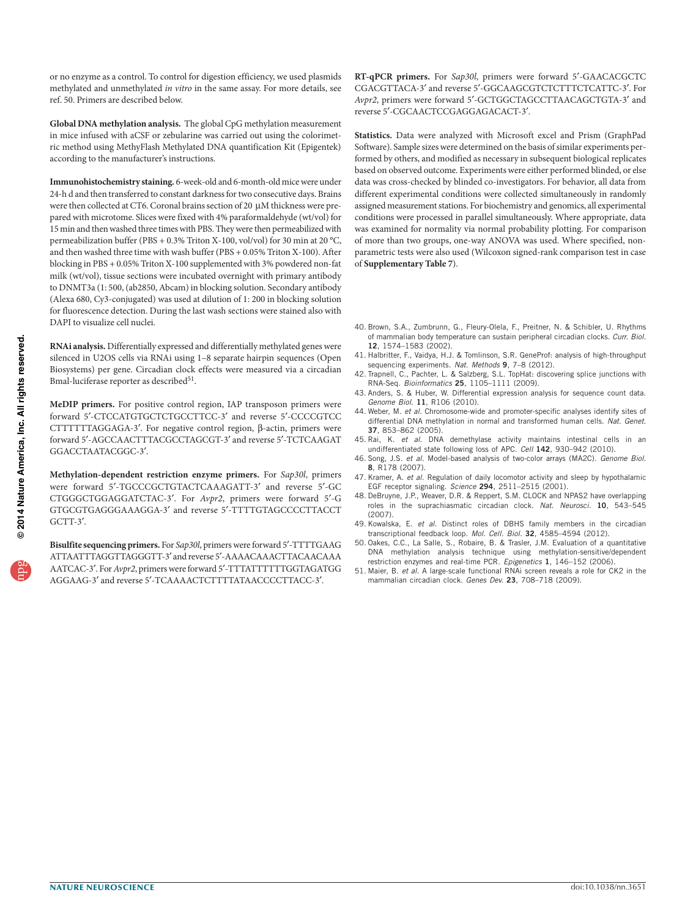or no enzyme as a control. To control for digestion efficiency, we used plasmids methylated and unmethylated *in vitro* in the same assay. For more details, see ref. 50. Primers are described below.

**Global DNA methylation analysis.** The global CpG methylation measurement in mice infused with aCSF or zebularine was carried out using the colorimetric method using MethyFlash Methylated DNA quantification Kit (Epigentek) according to the manufacturer's instructions.

**Immunohistochemistry staining.** 6-week-old and 6-month-old mice were under 24-h d and then transferred to constant darkness for two consecutive days. Brains were then collected at CT6. Coronal brains section of 20 μM thickness were prepared with microtome. Slices were fixed with 4% paraformaldehyde (wt/vol) for 15 min and then washed three times with PBS. They were then permeabilized with permeabilization buffer (PBS + 0.3% Triton X-100, vol/vol) for 30 min at 20 °C, and then washed three time with wash buffer (PBS + 0.05% Triton X-100). After blocking in PBS + 0.05% Triton X-100 supplemented with 3% powdered non-fat milk (wt/vol), tissue sections were incubated overnight with primary antibody to DNMT3a (1: 500, (ab2850, Abcam) in blocking solution. Secondary antibody (Alexa 680, Cy3-conjugated) was used at dilution of 1: 200 in blocking solution for fluorescence detection. During the last wash sections were stained also with DAPI to visualize cell nuclei.

**RNAi analysis.** Differentially expressed and differentially methylated genes were silenced in U2OS cells via RNAi using 1–8 separate hairpin sequences (Open Biosystems) per gene. Circadian clock effects were measured via a circadian Bmal-luciferase reporter as described[51].

**MeDIP primers.** For positive control region, IAP transposon primers were forward 5′-CTCCATGTGCTCTGCCTTCC-3′ and reverse 5′-CCCCGTCCCTTTTTTAGGAGA-3′. For negative control region, β-actin, primers were forward 5′-AGCCAACTTTACGCCTAGCGT-3′ and reverse 5′-TCTCAAGATGGACCTAATACGGC-3′.

**Methylation-dependent restriction enzyme primers.** For *Sap30l*, primers were forward 5′-TGCCCGCTGTACTCAAAGATT-3′ and reverse 5′-GCCTGGGCTGGAGGATCTAC-3′. For *Avpr2*, primers were forward 5′-GGTGCGTGAGGGAAAGGA-3′ and reverse 5′-TTTTGTAGCCCCTTACCTGCTT-3′.

**Bisulfite sequencing primers.** For *Sap30l*, primers were forward 5′-TTTTGAAGATTAATTTAGGTTAGGGTT-3′ and reverse 5′-AAAACAAACTTACAACAAAAATCAC-3′. For *Avpr2*, primers were forward 5′-TTTATTTTTTGGTAGATGGAGGAAG-3′ and reverse 5′-TCAAAACTCTTTTATAACCCCTTACC-3′.

**RT-qPCR primers.** For *Sap30l*, primers were forward 5′-GAACACGCTCCGACGTTACA-3′ and reverse 5′-GGCAAGCGTCTCTTTCTCATTC-3′. For *Avpr2*, primers were forward 5′-GCTGGCTAGCCTTAACAGCTGTA-3′ and reverse 5′-CGCAACTCCGAGGAGACACT-3′.

**Statistics.** Data were analyzed with Microsoft excel and Prism (GraphPad Software). Sample sizes were determined on the basis of similar experiments performed by others, and modified as necessary in subsequent biological replicates based on observed outcome. Experiments were either performed blinded, or else data was cross-checked by blinded co-investigators. For behavior, all data from different experimental conditions were collected simultaneously in randomly assigned measurement stations. For biochemistry and genomics, all experimental conditions were processed in parallel simultaneously. Where appropriate, data was examined for normality via normal probability plotting. For comparison of more than two groups, one-way ANOVA was used. Where specified, non-parametric tests were also used (Wilcoxon signed-rank comparison test in case of **Supplementary Table 7**).

40. Brown, S.A., Zumbrunn, G., Fleury-Olela, F., Preitner, N. & Schibler, U. Rhythms of mammalian body temperature can sustain peripheral circadian clocks. *Curr. Biol.* **12**, 1574–1583 (2002).
41. Halbritter, F., Vaidya, H.J. & Tomlinson, S.R. GeneProf: analysis of high-throughput sequencing experiments. *Nat. Methods* **9**, 7–8 (2012).
42. Trapnell, C., Pachter, L. & Salzberg, S.L. TopHat: discovering splice junctions with RNA-Seq. *Bioinformatics* **25**, 1105–1111 (2009).
43. Anders, S. & Huber, W. Differential expression analysis for sequence count data. *Genome Biol.* **11**, R106 (2010).
44. Weber, M. *et al.* Chromosome-wide and promoter-specific analyses identify sites of differential DNA methylation in normal and transformed human cells. *Nat. Genet.* **37**, 853–862 (2005).
45. Rai, K. *et al.* DNA demethylase activity maintains intestinal cells in an undifferentiated state following loss of APC. *Cell* **142**, 930–942 (2010).
46. Song, J.S. *et al.* Model-based analysis of two-color arrays (MA2C). *Genome Biol.* **8**, R178 (2007).
47. Kramer, A. *et al.* Regulation of daily locomotor activity and sleep by hypothalamic EGF receptor signaling. *Science* **294**, 2511–2515 (2001).
48. DeBruyne, J.P., Weaver, D.R. & Reppert, S.M. CLOCK and NPAS2 have overlapping roles in the suprachiasmatic circadian clock. *Nat. Neurosci.* **10**, 543–545 (2007).
49. Kowalska, E. *et al.* Distinct roles of DBHS family members in the circadian transcriptional feedback loop. *Mol. Cell. Biol.* **32**, 4585–4594 (2012).
50. Oakes, C.C., La Salle, S., Robaire, B. & Trasler, J.M. Evaluation of a quantitative DNA methylation analysis technique using methylation-sensitive/dependent restriction enzymes and real-time PCR. *Epigenetics* **1**, 146–152 (2006).
51. Maier, B. *et al.* A large-scale functional RNAi screen reveals a role for CK2 in the mammalian circadian clock. *Genes Dev.* **23**, 708–718 (2009).